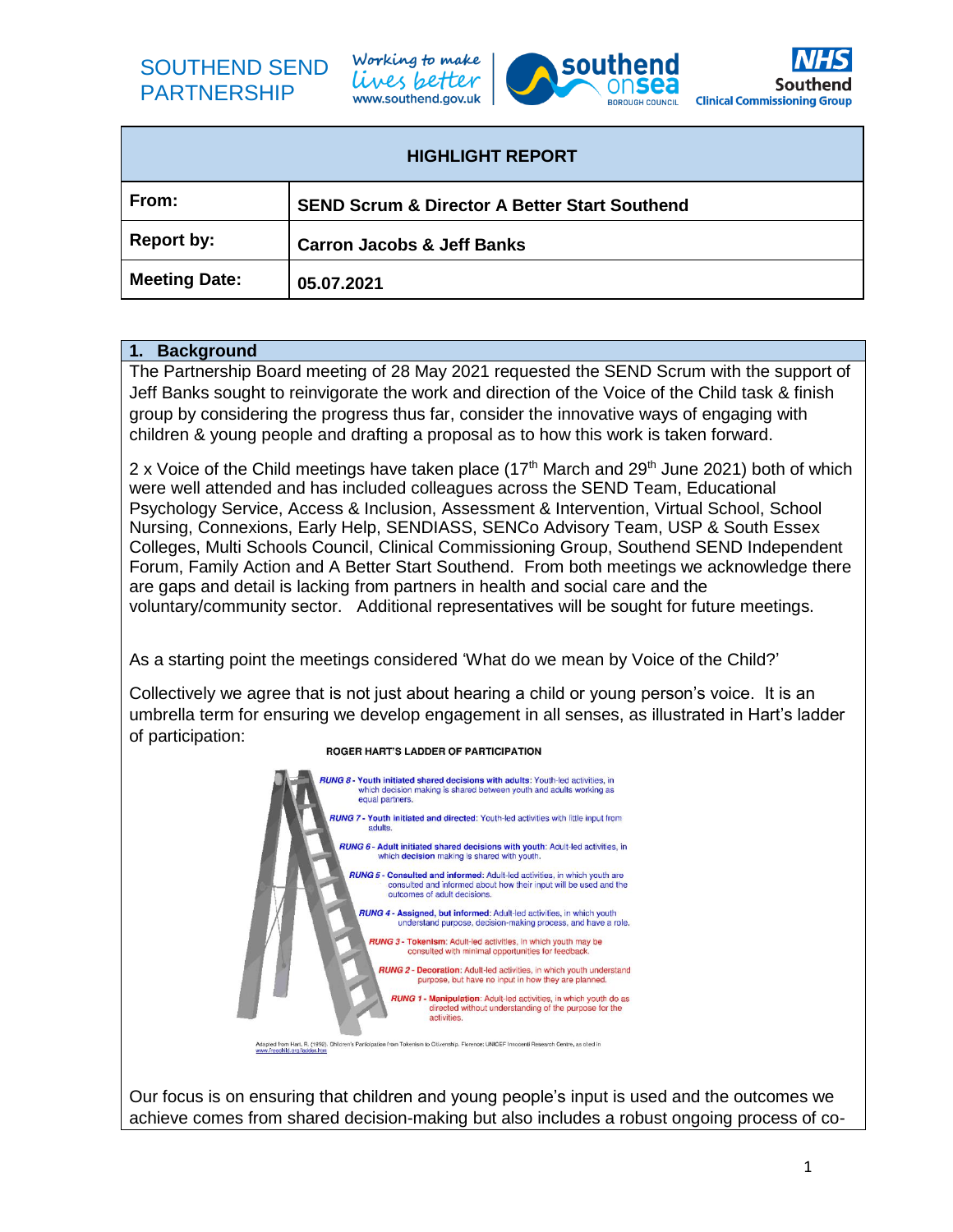SOUTHEND SEND PARTNERSHIP

Working to make lives better
www.southend.gov.uk

southend onsea BOROUGH COUNCIL

NHS Southend Clinical Commissioning Group

| HIGHLIGHT REPORT | |
|---|---|
| **From:** | **SEND Scrum & Director A Better Start Southend** |
| **Report by:** | **Carron Jacobs & Jeff Banks** |
| **Meeting Date:** | **05.07.2021** |

## 1. Background

The Partnership Board meeting of 28 May 2021 requested the SEND Scrum with the support of Jeff Banks sought to reinvigorate the work and direction of the Voice of the Child task & finish group by considering the progress thus far, consider the innovative ways of engaging with children & young people and drafting a proposal as to how this work is taken forward.

2 x Voice of the Child meetings have taken place (17th March and 29th June 2021) both of which were well attended and has included colleagues across the SEND Team, Educational Psychology Service, Access & Inclusion, Assessment & Intervention, Virtual School, School Nursing, Connexions, Early Help, SENDIASS, SENCo Advisory Team, USP & South Essex Colleges, Multi Schools Council, Clinical Commissioning Group, Southend SEND Independent Forum, Family Action and A Better Start Southend. From both meetings we acknowledge there are gaps and detail is lacking from partners in health and social care and the voluntary/community sector. Additional representatives will be sought for future meetings.

As a starting point the meetings considered 'What do we mean by Voice of the Child?'

Collectively we agree that is not just about hearing a child or young person's voice. It is an umbrella term for ensuring we develop engagement in all senses, as illustrated in Hart's ladder of participation:

**ROGER HART'S LADDER OF PARTICIPATION**

*RUNG 8* - **Youth initiated shared decisions with adults**: Youth-led activities, in which decision making is shared between youth and adults working as equal partners.

*RUNG 7* - **Youth initiated and directed**: Youth-led activities with little input from adults.

*RUNG 6* - **Adult initiated shared decisions with youth**: Adult-led activities, in which decision making is shared with youth.

*RUNG 5* - **Consulted and informed**: Adult-led activities, in which youth are consulted and informed about how their input will be used and the outcomes of adult decisions.

*RUNG 4* - **Assigned, but informed**: Adult-led activities, in which youth understand purpose, decision-making process, and have a role.

*RUNG 3* - **Tokenism**: Adult-led activities, in which youth may be consulted with minimal opportunities for feedback.

*RUNG 2* - **Decoration**: Adult-led activities, in which youth understand purpose, but have no input in how they are planned.

*RUNG 1* - **Manipulation**: Adult-led activities, in which youth do as directed without understanding of the purpose for the activities.

Adapted from Hart, R. (1992). Children's Participation from Tokenism to Citizenship. Florence: UNICEF Innocenti Research Centre, as cited in www.freechild.org/ladder.htm

Our focus is on ensuring that children and young people's input is used and the outcomes we achieve comes from shared decision-making but also includes a robust ongoing process of co-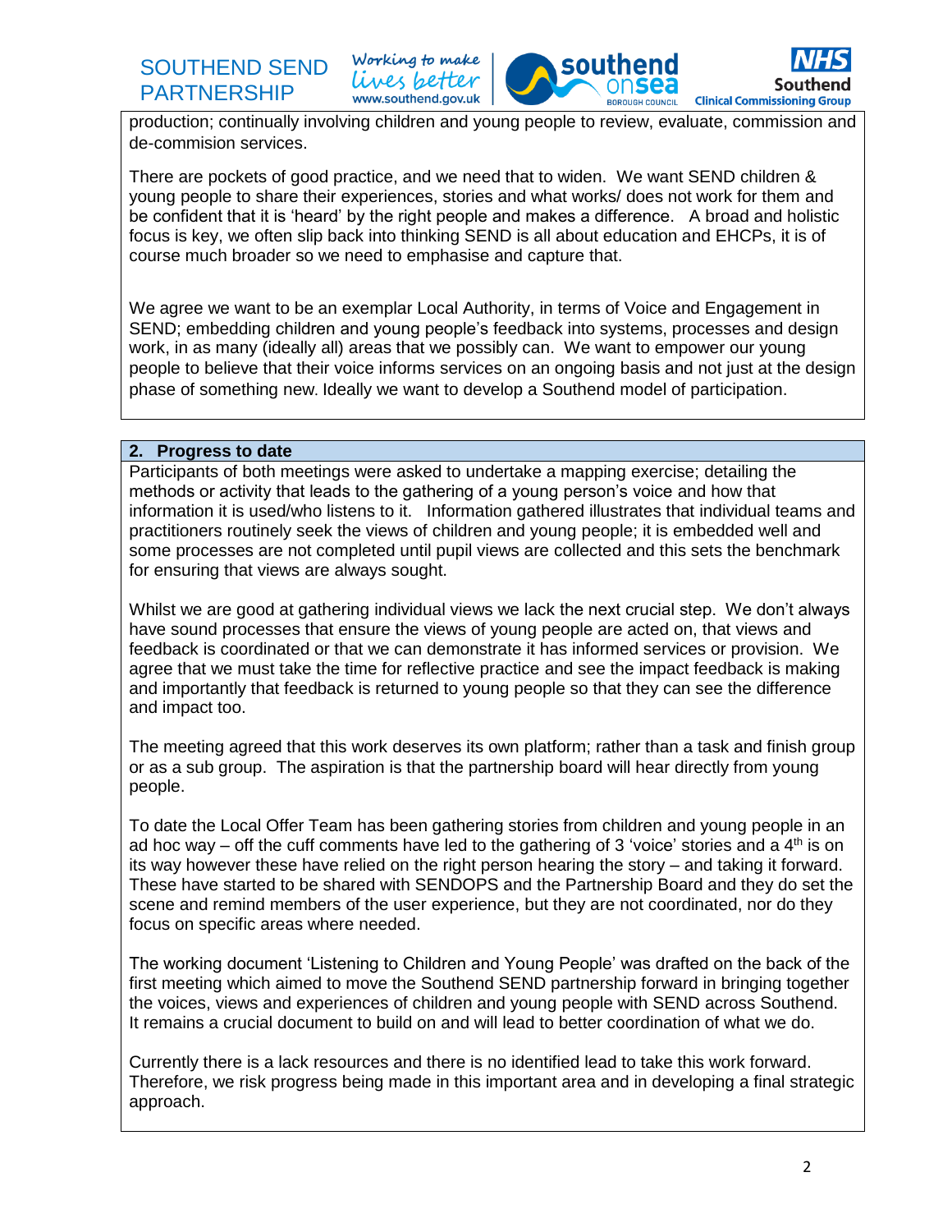production; continually involving children and young people to review, evaluate, commission and de-commision services.

There are pockets of good practice, and we need that to widen. We want SEND children & young people to share their experiences, stories and what works/ does not work for them and be confident that it is 'heard' by the right people and makes a difference. A broad and holistic focus is key, we often slip back into thinking SEND is all about education and EHCPs, it is of course much broader so we need to emphasise and capture that.

We agree we want to be an exemplar Local Authority, in terms of Voice and Engagement in SEND; embedding children and young people's feedback into systems, processes and design work, in as many (ideally all) areas that we possibly can. We want to empower our young people to believe that their voice informs services on an ongoing basis and not just at the design phase of something new. Ideally we want to develop a Southend model of participation.

## 2. Progress to date

Participants of both meetings were asked to undertake a mapping exercise; detailing the methods or activity that leads to the gathering of a young person's voice and how that information it is used/who listens to it. Information gathered illustrates that individual teams and practitioners routinely seek the views of children and young people; it is embedded well and some processes are not completed until pupil views are collected and this sets the benchmark for ensuring that views are always sought.

Whilst we are good at gathering individual views we lack the next crucial step. We don't always have sound processes that ensure the views of young people are acted on, that views and feedback is coordinated or that we can demonstrate it has informed services or provision. We agree that we must take the time for reflective practice and see the impact feedback is making and importantly that feedback is returned to young people so that they can see the difference and impact too.

The meeting agreed that this work deserves its own platform; rather than a task and finish group or as a sub group. The aspiration is that the partnership board will hear directly from young people.

To date the Local Offer Team has been gathering stories from children and young people in an ad hoc way – off the cuff comments have led to the gathering of 3 'voice' stories and a 4th is on its way however these have relied on the right person hearing the story – and taking it forward. These have started to be shared with SENDOPS and the Partnership Board and they do set the scene and remind members of the user experience, but they are not coordinated, nor do they focus on specific areas where needed.

The working document 'Listening to Children and Young People' was drafted on the back of the first meeting which aimed to move the Southend SEND partnership forward in bringing together the voices, views and experiences of children and young people with SEND across Southend. It remains a crucial document to build on and will lead to better coordination of what we do.

Currently there is a lack resources and there is no identified lead to take this work forward. Therefore, we risk progress being made in this important area and in developing a final strategic approach.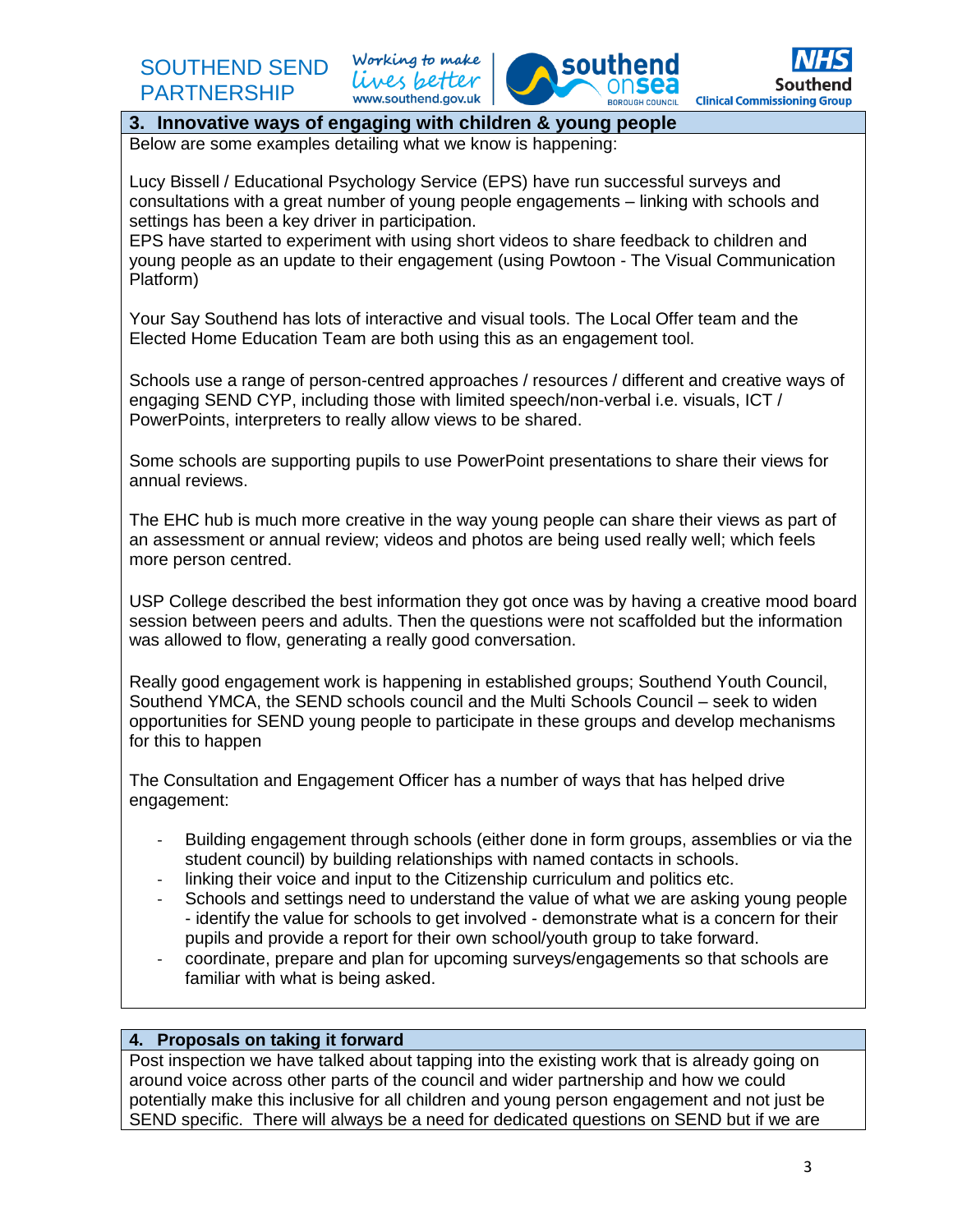## 3. Innovative ways of engaging with children & young people

Below are some examples detailing what we know is happening:

Lucy Bissell / Educational Psychology Service (EPS) have run successful surveys and consultations with a great number of young people engagements – linking with schools and settings has been a key driver in participation.
EPS have started to experiment with using short videos to share feedback to children and young people as an update to their engagement (using Powtoon - The Visual Communication Platform)

Your Say Southend has lots of interactive and visual tools. The Local Offer team and the Elected Home Education Team are both using this as an engagement tool.

Schools use a range of person-centred approaches / resources / different and creative ways of engaging SEND CYP, including those with limited speech/non-verbal i.e. visuals, ICT / PowerPoints, interpreters to really allow views to be shared.

Some schools are supporting pupils to use PowerPoint presentations to share their views for annual reviews.

The EHC hub is much more creative in the way young people can share their views as part of an assessment or annual review; videos and photos are being used really well; which feels more person centred.

USP College described the best information they got once was by having a creative mood board session between peers and adults. Then the questions were not scaffolded but the information was allowed to flow, generating a really good conversation.

Really good engagement work is happening in established groups; Southend Youth Council, Southend YMCA, the SEND schools council and the Multi Schools Council – seek to widen opportunities for SEND young people to participate in these groups and develop mechanisms for this to happen

The Consultation and Engagement Officer has a number of ways that has helped drive engagement:

- Building engagement through schools (either done in form groups, assemblies or via the student council) by building relationships with named contacts in schools.
- linking their voice and input to the Citizenship curriculum and politics etc.
- Schools and settings need to understand the value of what we are asking young people - identify the value for schools to get involved - demonstrate what is a concern for their pupils and provide a report for their own school/youth group to take forward.
- coordinate, prepare and plan for upcoming surveys/engagements so that schools are familiar with what is being asked.

## 4. Proposals on taking it forward

Post inspection we have talked about tapping into the existing work that is already going on around voice across other parts of the council and wider partnership and how we could potentially make this inclusive for all children and young person engagement and not just be SEND specific. There will always be a need for dedicated questions on SEND but if we are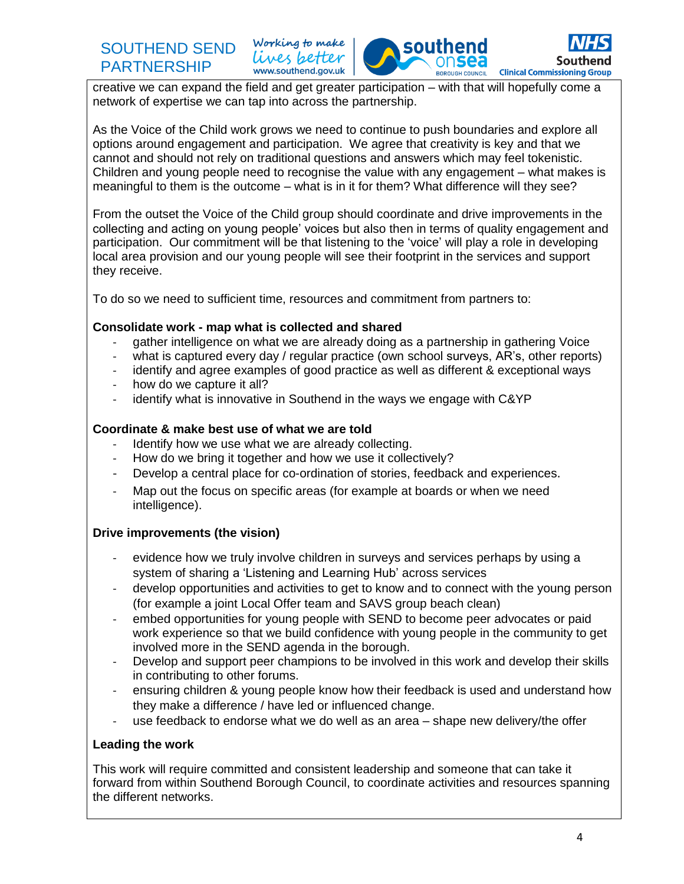creative we can expand the field and get greater participation – with that will hopefully come a network of expertise we can tap into across the partnership.

As the Voice of the Child work grows we need to continue to push boundaries and explore all options around engagement and participation. We agree that creativity is key and that we cannot and should not rely on traditional questions and answers which may feel tokenistic. Children and young people need to recognise the value with any engagement – what makes is meaningful to them is the outcome – what is in it for them? What difference will they see?

From the outset the Voice of the Child group should coordinate and drive improvements in the collecting and acting on young people' voices but also then in terms of quality engagement and participation. Our commitment will be that listening to the 'voice' will play a role in developing local area provision and our young people will see their footprint in the services and support they receive.

To do so we need to sufficient time, resources and commitment from partners to:

**Consolidate work - map what is collected and shared**

- gather intelligence on what we are already doing as a partnership in gathering Voice
- what is captured every day / regular practice (own school surveys, AR's, other reports)
- identify and agree examples of good practice as well as different & exceptional ways
- how do we capture it all?
- identify what is innovative in Southend in the ways we engage with C&YP

**Coordinate & make best use of what we are told**

- Identify how we use what we are already collecting.
- How do we bring it together and how we use it collectively?
- Develop a central place for co-ordination of stories, feedback and experiences.
- Map out the focus on specific areas (for example at boards or when we need intelligence).

**Drive improvements (the vision)**

- evidence how we truly involve children in surveys and services perhaps by using a system of sharing a 'Listening and Learning Hub' across services
- develop opportunities and activities to get to know and to connect with the young person (for example a joint Local Offer team and SAVS group beach clean)
- embed opportunities for young people with SEND to become peer advocates or paid work experience so that we build confidence with young people in the community to get involved more in the SEND agenda in the borough.
- Develop and support peer champions to be involved in this work and develop their skills in contributing to other forums.
- ensuring children & young people know how their feedback is used and understand how they make a difference / have led or influenced change.
- use feedback to endorse what we do well as an area – shape new delivery/the offer

**Leading the work**

This work will require committed and consistent leadership and someone that can take it forward from within Southend Borough Council, to coordinate activities and resources spanning the different networks.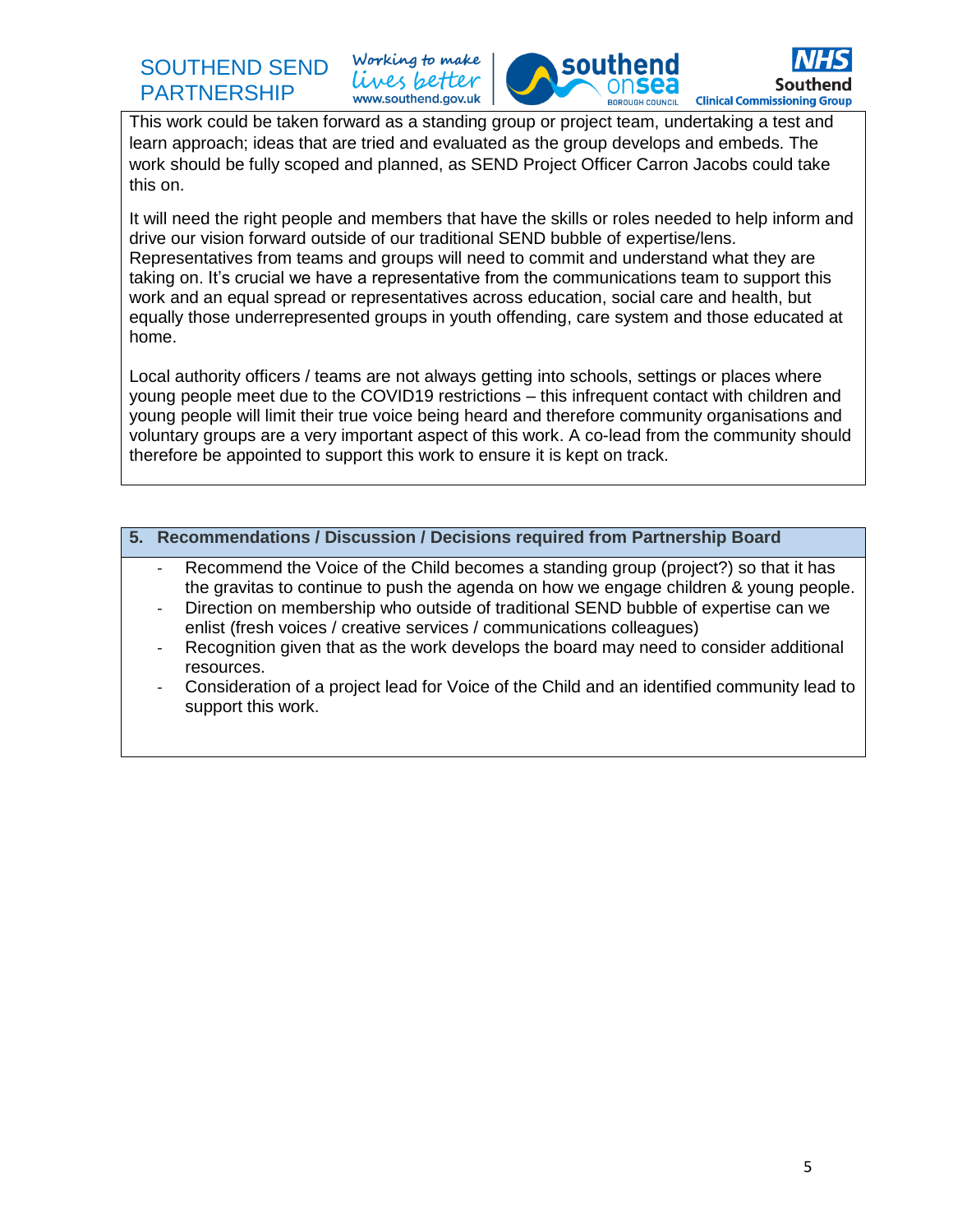This work could be taken forward as a standing group or project team, undertaking a test and learn approach; ideas that are tried and evaluated as the group develops and embeds. The work should be fully scoped and planned, as SEND Project Officer Carron Jacobs could take this on.

It will need the right people and members that have the skills or roles needed to help inform and drive our vision forward outside of our traditional SEND bubble of expertise/lens. Representatives from teams and groups will need to commit and understand what they are taking on. It's crucial we have a representative from the communications team to support this work and an equal spread or representatives across education, social care and health, but equally those underrepresented groups in youth offending, care system and those educated at home.

Local authority officers / teams are not always getting into schools, settings or places where young people meet due to the COVID19 restrictions – this infrequent contact with children and young people will limit their true voice being heard and therefore community organisations and voluntary groups are a very important aspect of this work. A co-lead from the community should therefore be appointed to support this work to ensure it is kept on track.

## 5. Recommendations / Discussion / Decisions required from Partnership Board

- Recommend the Voice of the Child becomes a standing group (project?) so that it has the gravitas to continue to push the agenda on how we engage children & young people.
- Direction on membership who outside of traditional SEND bubble of expertise can we enlist (fresh voices / creative services / communications colleagues)
- Recognition given that as the work develops the board may need to consider additional resources.
- Consideration of a project lead for Voice of the Child and an identified community lead to support this work.